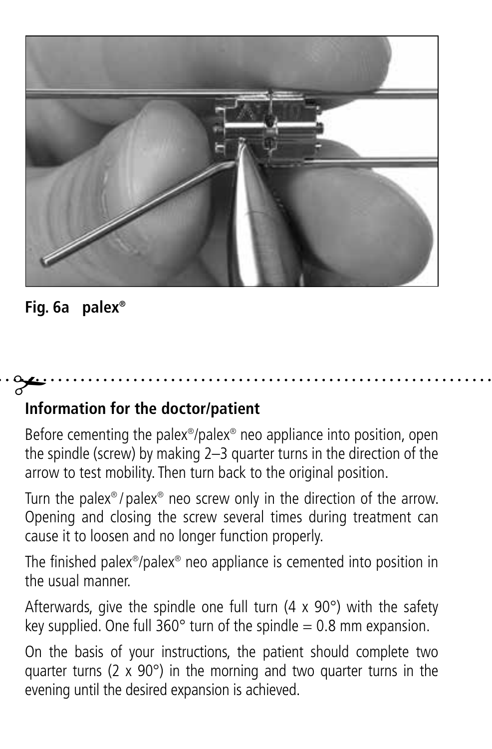**Fig. 6a palex®**

## Information for the doctor/patient

Before cementing the palex®/palex® neo appliance into position, open the spindle (screw) by making 2–3 quarter turns in the direction of the arrow to test mobility. Then turn back to the original position.

Turn the palex® / palex® neo screw only in the direction of the arrow. Opening and closing the screw several times during treatment can cause it to loosen and no longer function properly.

The finished palex®/palex® neo appliance is cemented into position in the usual manner.

Afterwards, give the spindle one full turn (4 x 90°) with the safety key supplied. One full 360° turn of the spindle = 0.8 mm expansion.

On the basis of your instructions, the patient should complete two quarter turns (2 x 90°) in the morning and two quarter turns in the evening until the desired expansion is achieved.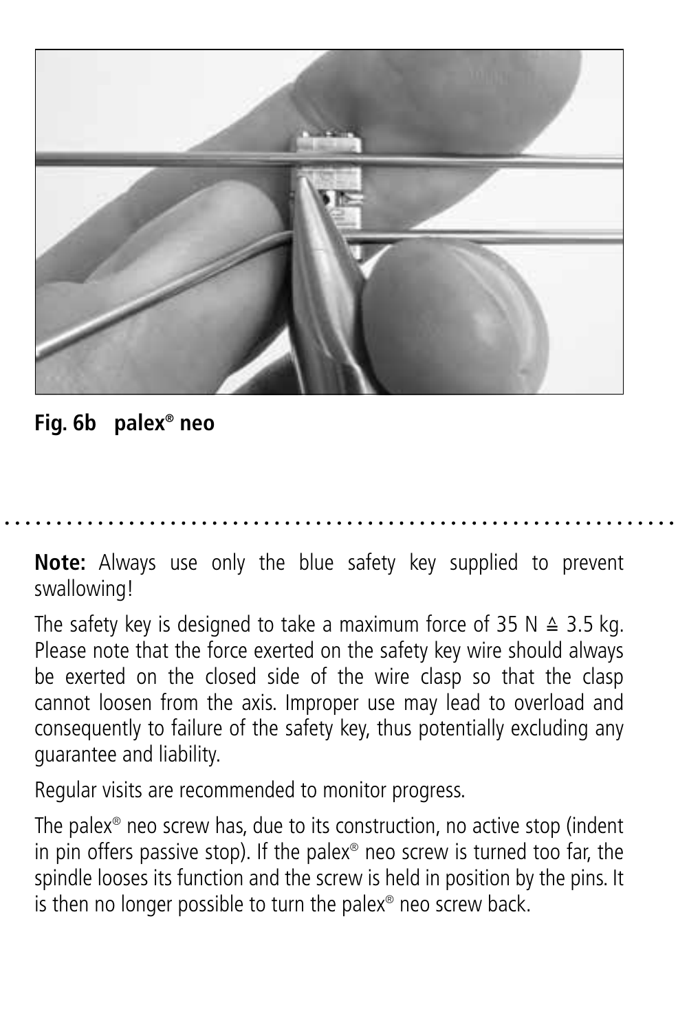**Fig. 6b palex® neo**

---

**Note:** Always use only the blue safety key supplied to prevent swallowing!

The safety key is designed to take a maximum force of 35 N ≙ 3.5 kg. Please note that the force exerted on the safety key wire should always be exerted on the closed side of the wire clasp so that the clasp cannot loosen from the axis. Improper use may lead to overload and consequently to failure of the safety key, thus potentially excluding any guarantee and liability.

Regular visits are recommended to monitor progress.

The palex® neo screw has, due to its construction, no active stop (indent in pin offers passive stop). If the palex® neo screw is turned too far, the spindle looses its function and the screw is held in position by the pins. It is then no longer possible to turn the palex® neo screw back.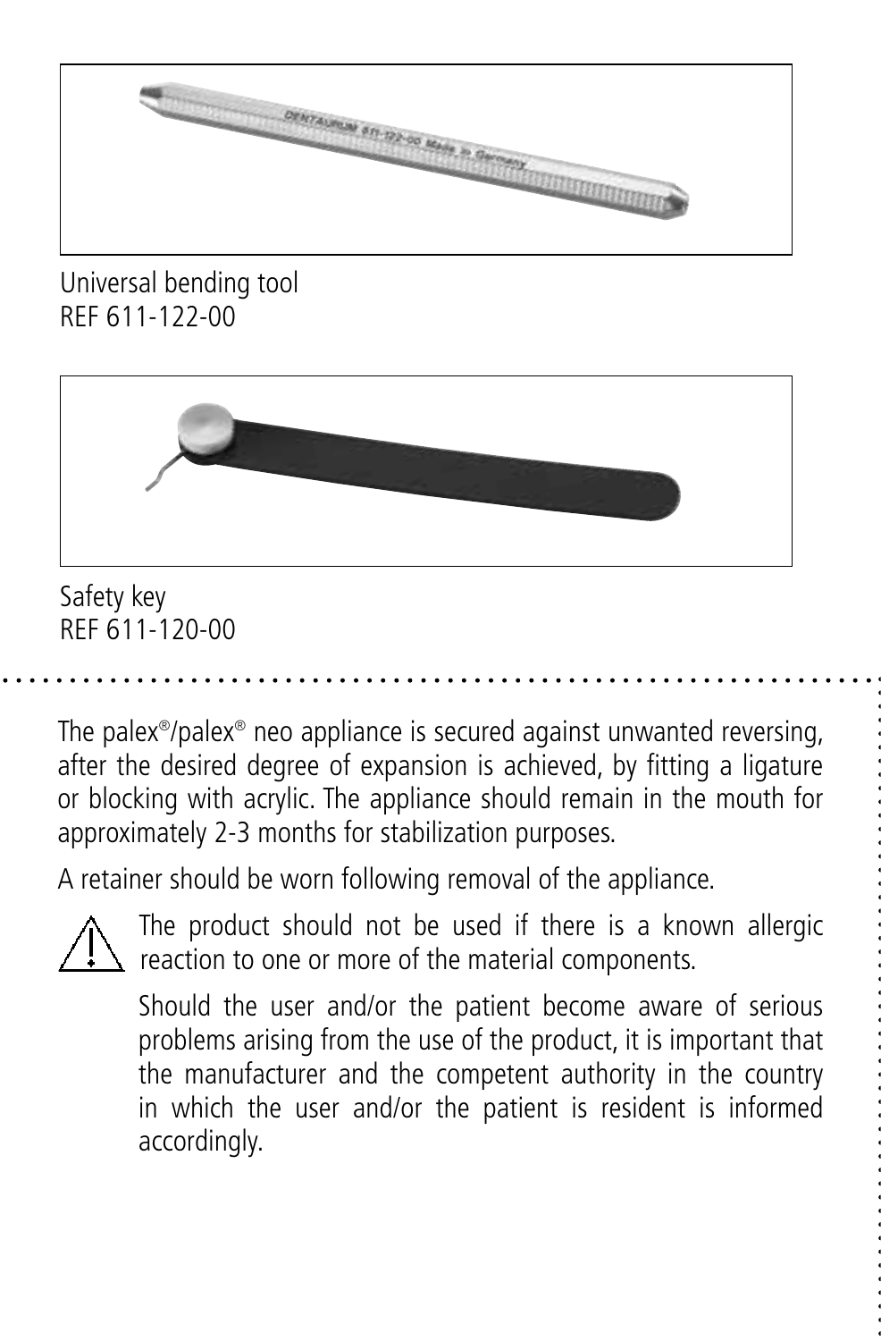Universal bending tool
REF 611-122-00

Safety key
REF 611-120-00

The palex®/palex® neo appliance is secured against unwanted reversing, after the desired degree of expansion is achieved, by fitting a ligature or blocking with acrylic. The appliance should remain in the mouth for approximately 2-3 months for stabilization purposes.

A retainer should be worn following removal of the appliance.

⚠ The product should not be used if there is a known allergic reaction to one or more of the material components.

Should the user and/or the patient become aware of serious problems arising from the use of the product, it is important that the manufacturer and the competent authority in the country in which the user and/or the patient is resident is informed accordingly.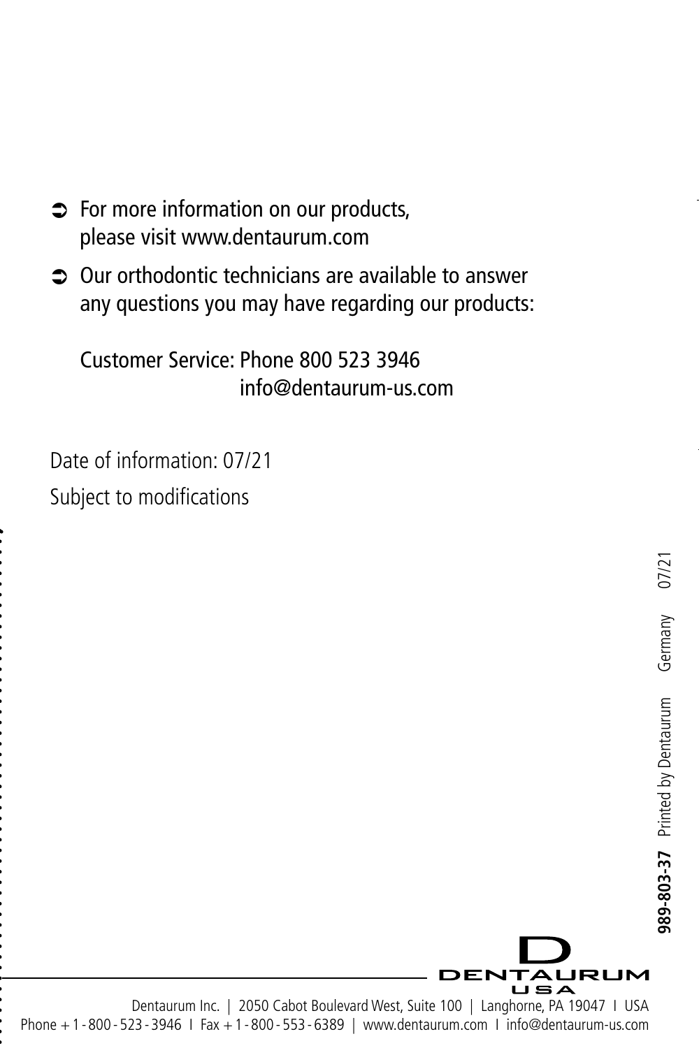- For more information on our products, please visit www.dentaurum.com
- Our orthodontic technicians are available to answer any questions you may have regarding our products:

  Customer Service: Phone 800 523 3946
  info@dentaurum-us.com

Date of information: 07/21

Subject to modifications

**989-803-37** Printed by Dentaurum Germany 07/21

DENTAURUM USA

Dentaurum Inc. | 2050 Cabot Boulevard West, Suite 100 | Langhorne, PA 19047 I USA
Phone + 1 - 800 - 523 - 3946 I Fax + 1 - 800 - 553 - 6389 | www.dentaurum.com I info@dentaurum-us.com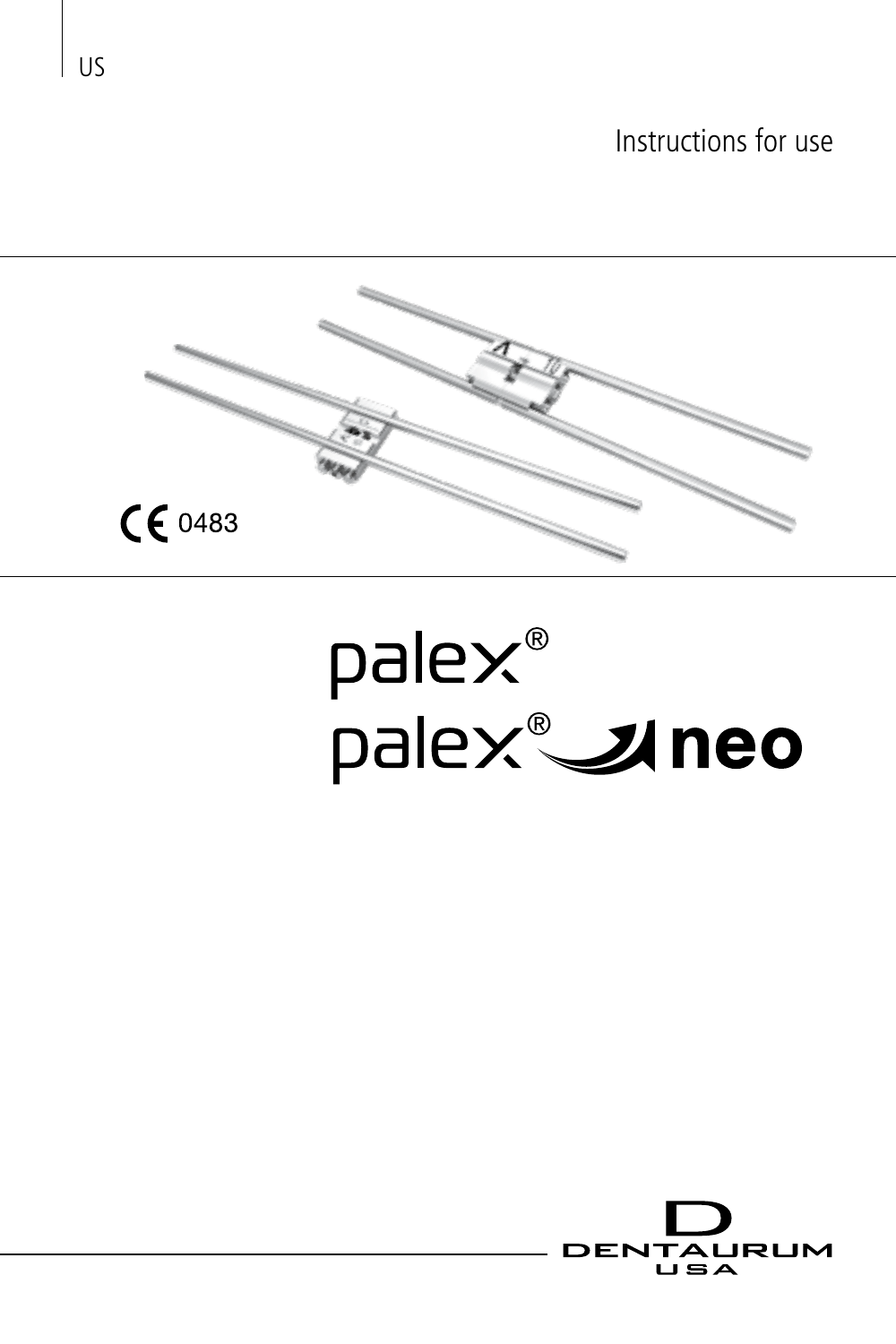US

Instructions for use

CE 0483

# palex®

# palex® neo

DENTAURUM USA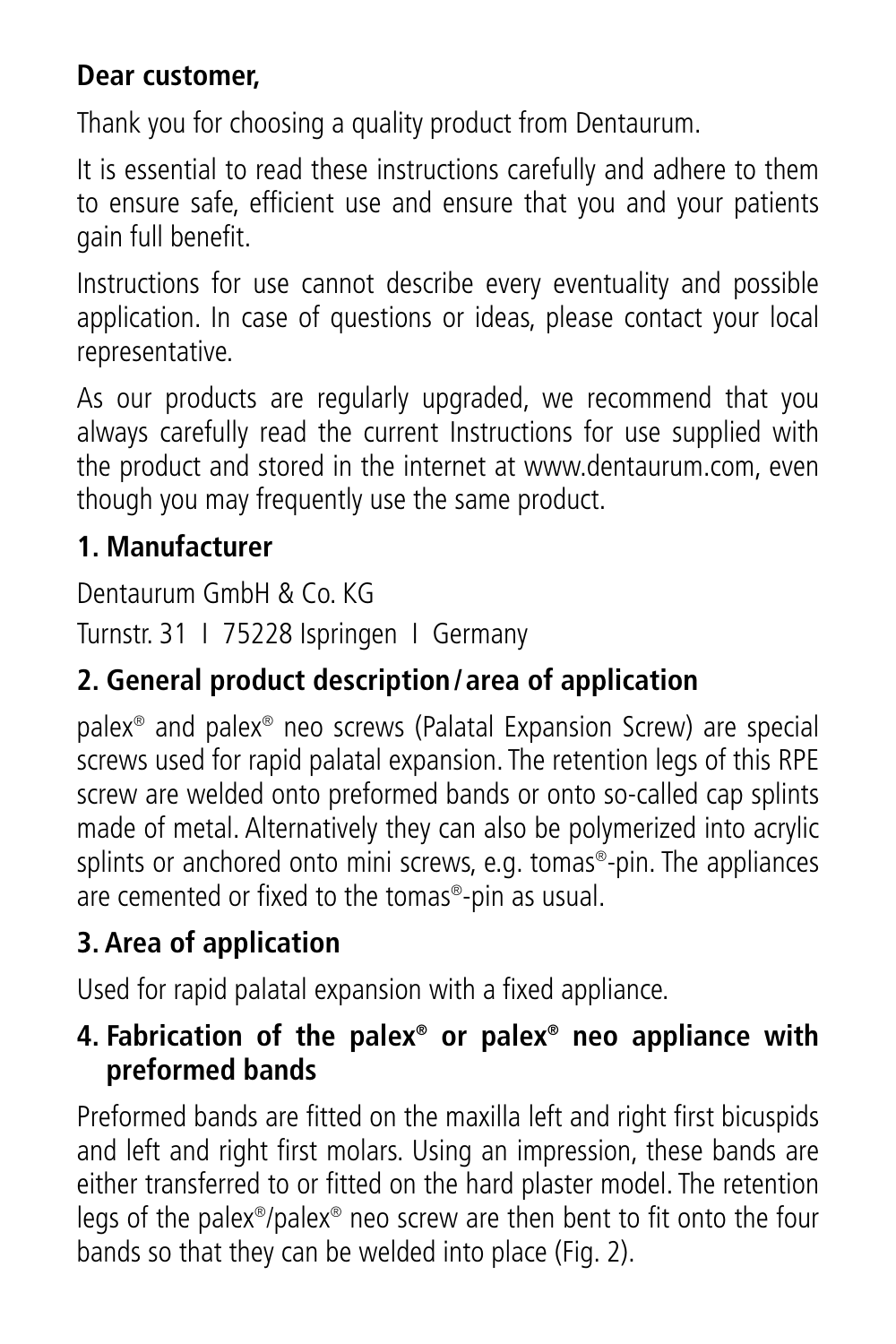**Dear customer,**

Thank you for choosing a quality product from Dentaurum.

It is essential to read these instructions carefully and adhere to them to ensure safe, efficient use and ensure that you and your patients gain full benefit.

Instructions for use cannot describe every eventuality and possible application. In case of questions or ideas, please contact your local representative.

As our products are regularly upgraded, we recommend that you always carefully read the current Instructions for use supplied with the product and stored in the internet at www.dentaurum.com, even though you may frequently use the same product.

## 1. Manufacturer

Dentaurum GmbH & Co. KG

Turnstr. 31 I 75228 Ispringen I Germany

## 2. General product description / area of application

palex® and palex® neo screws (Palatal Expansion Screw) are special screws used for rapid palatal expansion. The retention legs of this RPE screw are welded onto preformed bands or onto so-called cap splints made of metal. Alternatively they can also be polymerized into acrylic splints or anchored onto mini screws, e.g. tomas®-pin. The appliances are cemented or fixed to the tomas®-pin as usual.

## 3. Area of application

Used for rapid palatal expansion with a fixed appliance.

## 4. Fabrication of the palex® or palex® neo appliance with preformed bands

Preformed bands are fitted on the maxilla left and right first bicuspids and left and right first molars. Using an impression, these bands are either transferred to or fitted on the hard plaster model. The retention legs of the palex®/palex® neo screw are then bent to fit onto the four bands so that they can be welded into place (Fig. 2).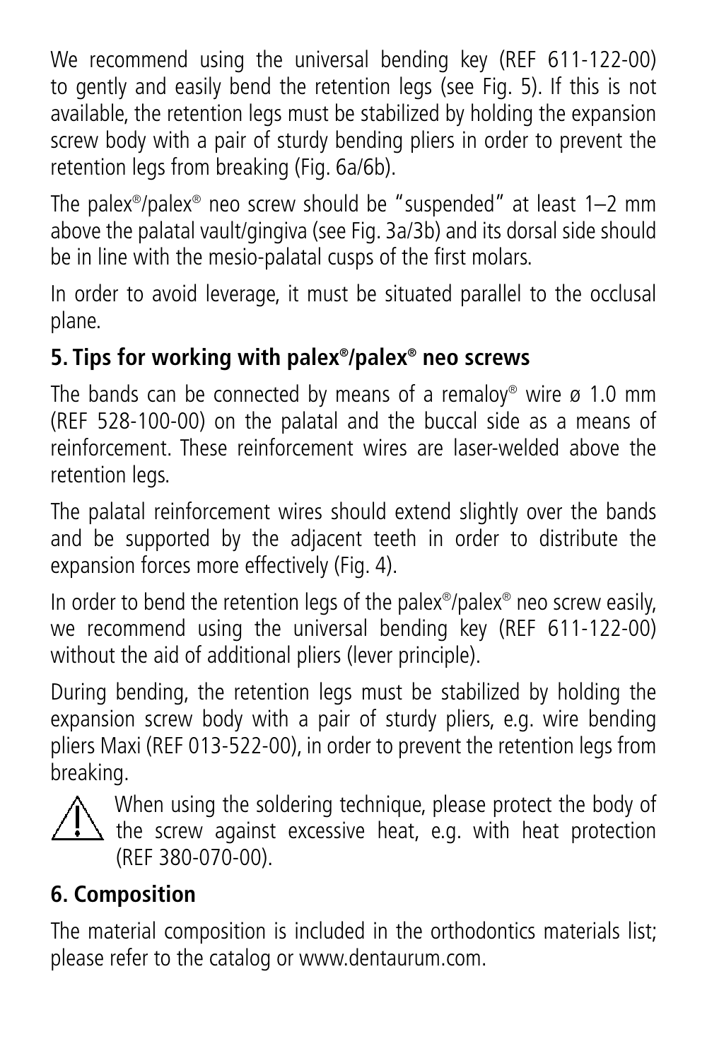We recommend using the universal bending key (REF 611-122-00) to gently and easily bend the retention legs (see Fig. 5). If this is not available, the retention legs must be stabilized by holding the expansion screw body with a pair of sturdy bending pliers in order to prevent the retention legs from breaking (Fig. 6a/6b).

The palex®/palex® neo screw should be "suspended" at least 1–2 mm above the palatal vault/gingiva (see Fig. 3a/3b) and its dorsal side should be in line with the mesio-palatal cusps of the first molars.

In order to avoid leverage, it must be situated parallel to the occlusal plane.

## 5. Tips for working with palex®/palex® neo screws

The bands can be connected by means of a remaloy® wire ø 1.0 mm (REF 528-100-00) on the palatal and the buccal side as a means of reinforcement. These reinforcement wires are laser-welded above the retention legs.

The palatal reinforcement wires should extend slightly over the bands and be supported by the adjacent teeth in order to distribute the expansion forces more effectively (Fig. 4).

In order to bend the retention legs of the palex®/palex® neo screw easily, we recommend using the universal bending key (REF 611-122-00) without the aid of additional pliers (lever principle).

During bending, the retention legs must be stabilized by holding the expansion screw body with a pair of sturdy pliers, e.g. wire bending pliers Maxi (REF 013-522-00), in order to prevent the retention legs from breaking.

⚠ When using the soldering technique, please protect the body of the screw against excessive heat, e.g. with heat protection (REF 380-070-00).

## 6. Composition

The material composition is included in the orthodontics materials list; please refer to the catalog or www.dentaurum.com.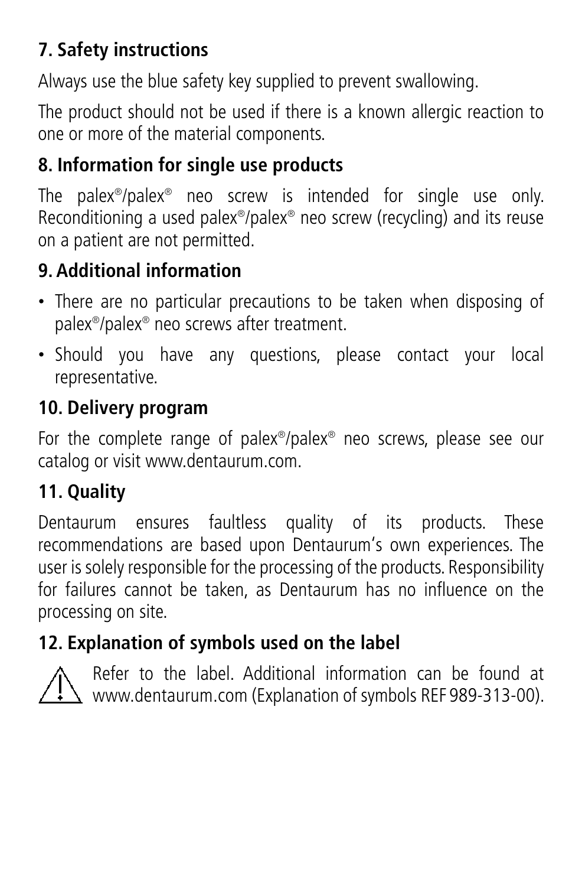## 7. Safety instructions

Always use the blue safety key supplied to prevent swallowing.

The product should not be used if there is a known allergic reaction to one or more of the material components.

## 8. Information for single use products

The palex®/palex® neo screw is intended for single use only. Reconditioning a used palex®/palex® neo screw (recycling) and its reuse on a patient are not permitted.

## 9. Additional information

- There are no particular precautions to be taken when disposing of palex®/palex® neo screws after treatment.
- Should you have any questions, please contact your local representative.

## 10. Delivery program

For the complete range of palex®/palex® neo screws, please see our catalog or visit www.dentaurum.com.

## 11. Quality

Dentaurum ensures faultless quality of its products. These recommendations are based upon Dentaurum's own experiences. The user is solely responsible for the processing of the products. Responsibility for failures cannot be taken, as Dentaurum has no influence on the processing on site.

## 12. Explanation of symbols used on the label

⚠ Refer to the label. Additional information can be found at www.dentaurum.com (Explanation of symbols REF 989-313-00).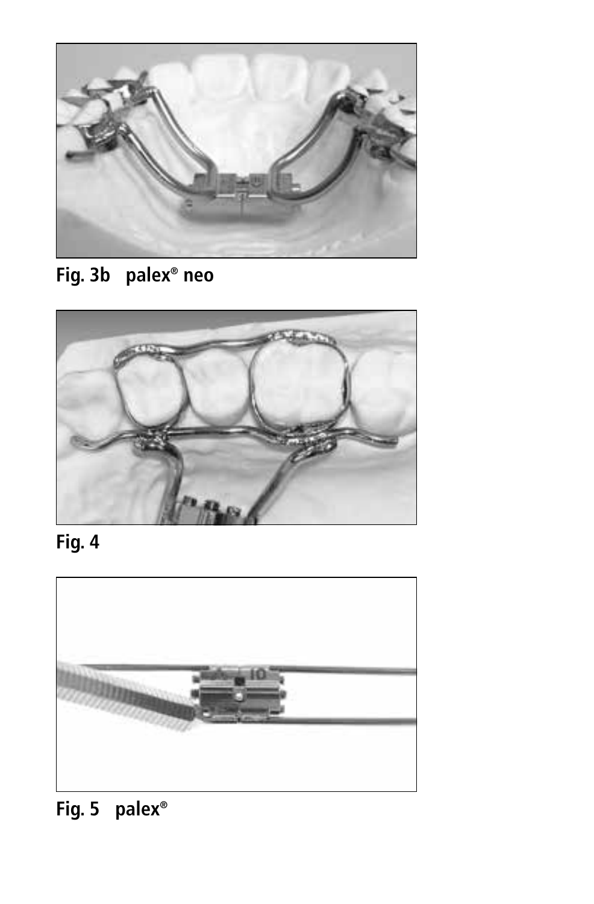Fig. 3b palex® neo

Fig. 4

Fig. 5 palex®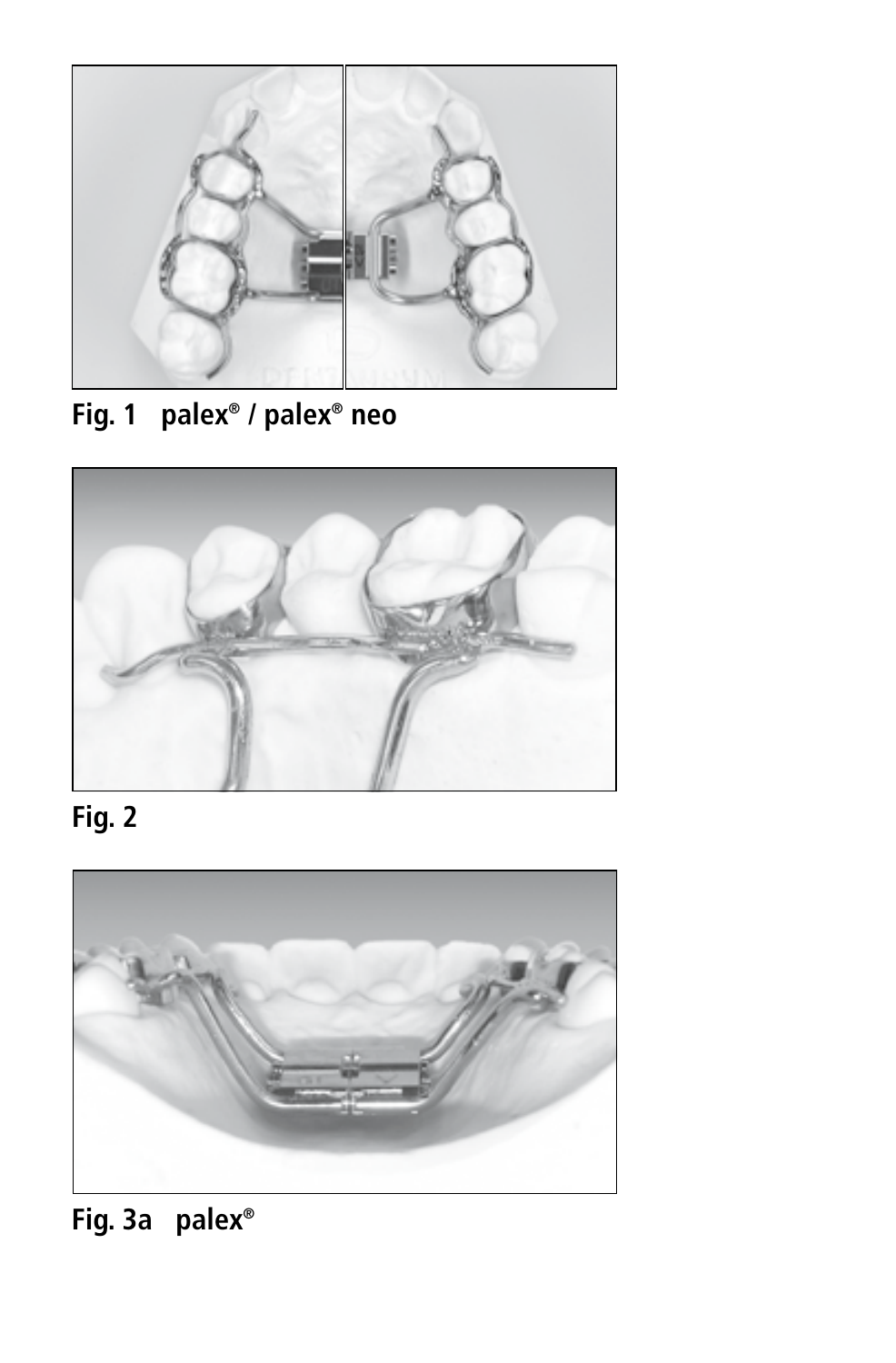Fig. 1 palex® / palex® neo

Fig. 2

Fig. 3a palex®